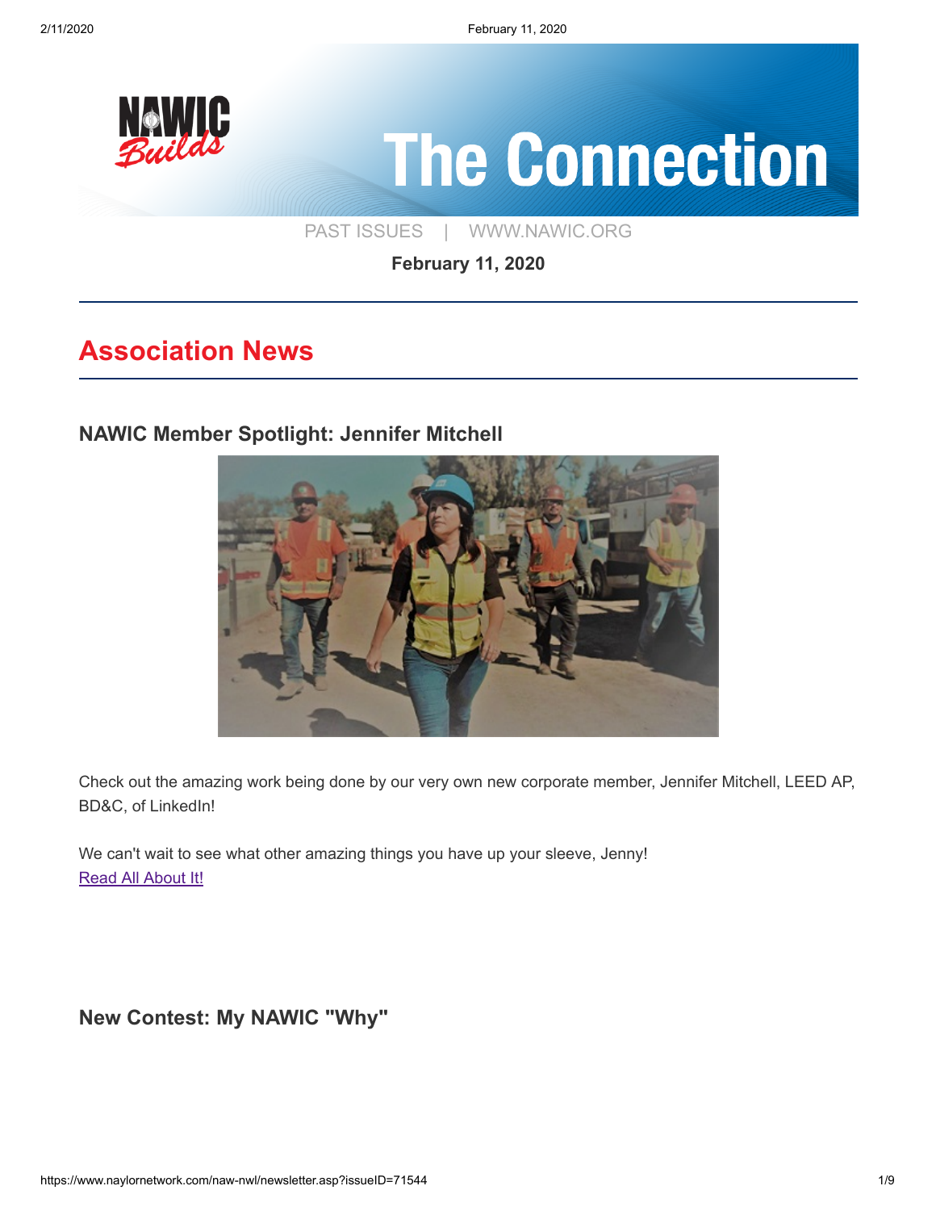# The Connection

PAST ISSUES | WWW.NAWIC.ORG

**February 11, 2020**

## Association News

### NAWIC Member Spotlight: Jennifer Mitchell

Check out the amazing work being done by our very own new corporate member, Jennifer Mitchell, LEED AP, BD&C, of LinkedIn!

We can't wait to see what other amazing things you have up your sleeve, Jenny!
Read All About It!

### New Contest: My NAWIC "Why"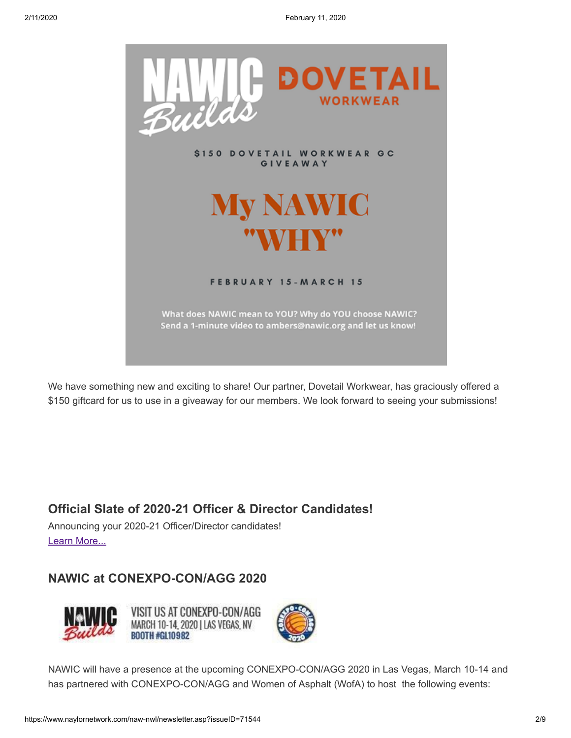NAWIC Builds | DOVETAIL WORKWEAR

$150 DOVETAIL WORKWEAR GC GIVEAWAY

My NAWIC "WHY"

FEBRUARY 15-MARCH 15

What does NAWIC mean to YOU? Why do YOU choose NAWIC? Send a 1-minute video to ambers@nawic.org and let us know!

We have something new and exciting to share! Our partner, Dovetail Workwear, has graciously offered a $150 giftcard for us to use in a giveaway for our members. We look forward to seeing your submissions!

### Official Slate of 2020-21 Officer & Director Candidates!

Announcing your 2020-21 Officer/Director candidates!
Learn More...

### NAWIC at CONEXPO-CON/AGG 2020

NAWIC Builds — VISIT US AT CONEXPO-CON/AGG MARCH 10-14, 2020 | LAS VEGAS, NV BOOTH #GL10982

NAWIC will have a presence at the upcoming CONEXPO-CON/AGG 2020 in Las Vegas, March 10-14 and has partnered with CONEXPO-CON/AGG and Women of Asphalt (WofA) to host the following events: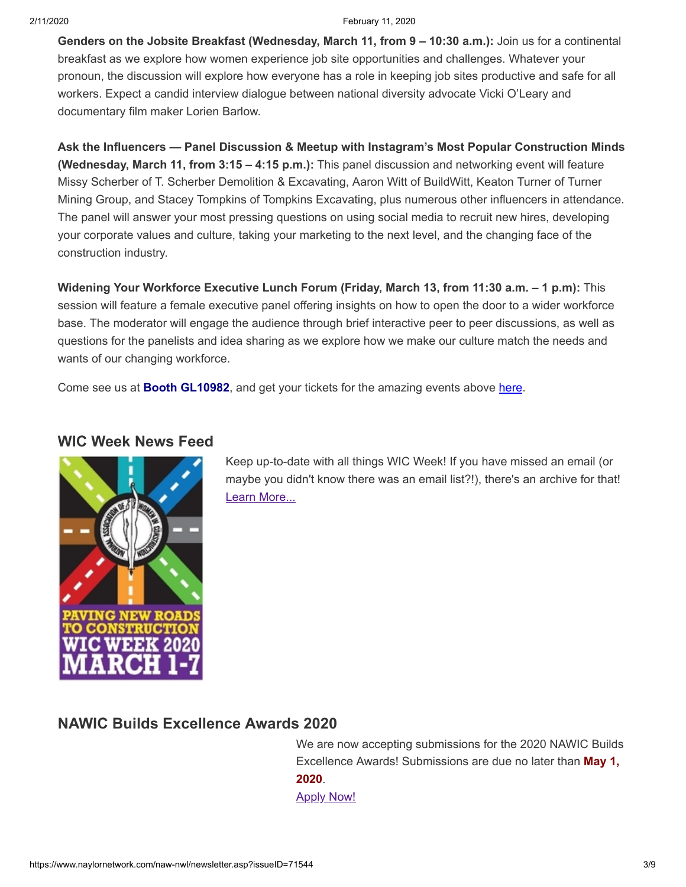**Genders on the Jobsite Breakfast (Wednesday, March 11, from 9 – 10:30 a.m.):** Join us for a continental breakfast as we explore how women experience job site opportunities and challenges. Whatever your pronoun, the discussion will explore how everyone has a role in keeping job sites productive and safe for all workers. Expect a candid interview dialogue between national diversity advocate Vicki O'Leary and documentary film maker Lorien Barlow.

**Ask the Influencers — Panel Discussion & Meetup with Instagram's Most Popular Construction Minds (Wednesday, March 11, from 3:15 – 4:15 p.m.):** This panel discussion and networking event will feature Missy Scherber of T. Scherber Demolition & Excavating, Aaron Witt of BuildWitt, Keaton Turner of Turner Mining Group, and Stacey Tompkins of Tompkins Excavating, plus numerous other influencers in attendance. The panel will answer your most pressing questions on using social media to recruit new hires, developing your corporate values and culture, taking your marketing to the next level, and the changing face of the construction industry.

**Widening Your Workforce Executive Lunch Forum (Friday, March 13, from 11:30 a.m. – 1 p.m):** This session will feature a female executive panel offering insights on how to open the door to a wider workforce base. The moderator will engage the audience through brief interactive peer to peer discussions, as well as questions for the panelists and idea sharing as we explore how we make our culture match the needs and wants of our changing workforce.

Come see us at **Booth GL10982**, and get your tickets for the amazing events above here.

## WIC Week News Feed

Keep up-to-date with all things WIC Week! If you have missed an email (or maybe you didn't know there was an email list?!), there's an archive for that! Learn More...

## NAWIC Builds Excellence Awards 2020

We are now accepting submissions for the 2020 NAWIC Builds Excellence Awards! Submissions are due no later than **May 1, 2020**.

Apply Now!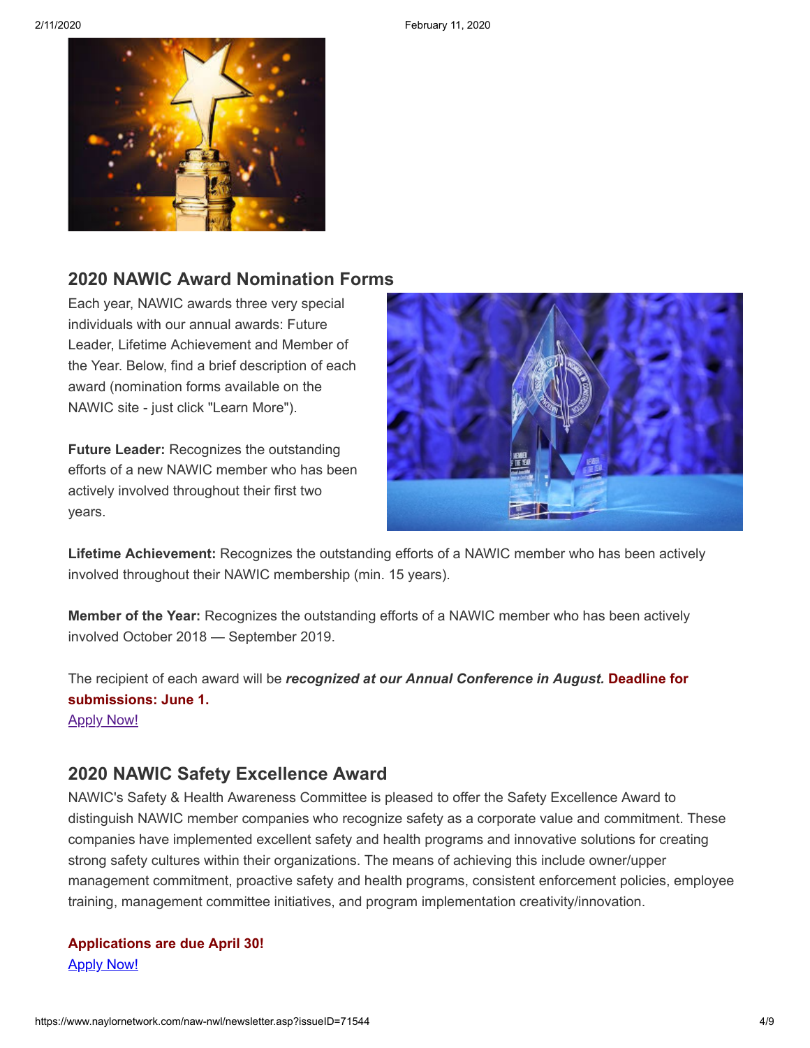## 2020 NAWIC Award Nomination Forms

Each year, NAWIC awards three very special individuals with our annual awards: Future Leader, Lifetime Achievement and Member of the Year. Below, find a brief description of each award (nomination forms available on the NAWIC site - just click "Learn More").

**Future Leader:** Recognizes the outstanding efforts of a new NAWIC member who has been actively involved throughout their first two years.

**Lifetime Achievement:** Recognizes the outstanding efforts of a NAWIC member who has been actively involved throughout their NAWIC membership (min. 15 years).

**Member of the Year:** Recognizes the outstanding efforts of a NAWIC member who has been actively involved October 2018 — September 2019.

The recipient of each award will be ***recognized at our Annual Conference in August.*** **Deadline for submissions: June 1.**

Apply Now!

## 2020 NAWIC Safety Excellence Award

NAWIC's Safety & Health Awareness Committee is pleased to offer the Safety Excellence Award to distinguish NAWIC member companies who recognize safety as a corporate value and commitment. These companies have implemented excellent safety and health programs and innovative solutions for creating strong safety cultures within their organizations. The means of achieving this include owner/upper management commitment, proactive safety and health programs, consistent enforcement policies, employee training, management committee initiatives, and program implementation creativity/innovation.

**Applications are due April 30!**

Apply Now!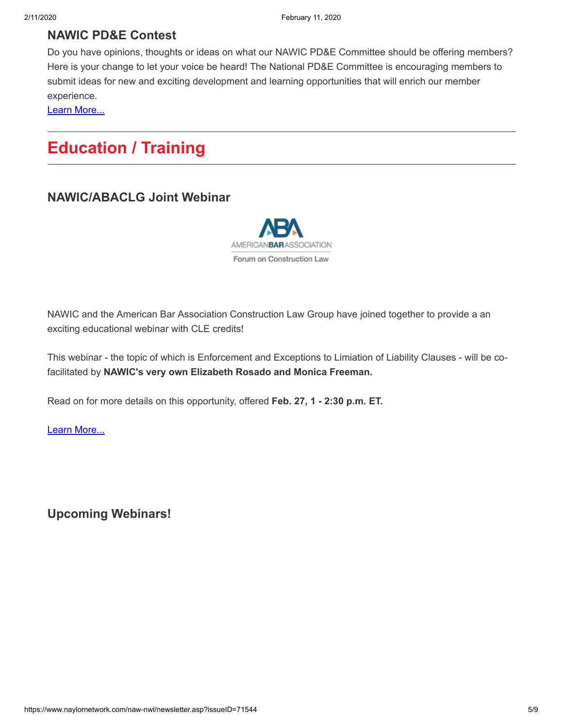### NAWIC PD&E Contest

Do you have opinions, thoughts or ideas on what our NAWIC PD&E Committee should be offering members? Here is your change to let your voice be heard! The National PD&E Committee is encouraging members to submit ideas for new and exciting development and learning opportunities that will enrich our member experience.

Learn More...

---

## Education / Training

---

### NAWIC/ABACLG Joint Webinar

NAWIC and the American Bar Association Construction Law Group have joined together to provide a an exciting educational webinar with CLE credits!

This webinar - the topic of which is Enforcement and Exceptions to Limiation of Liability Clauses - will be co-facilitated by **NAWIC's very own Elizabeth Rosado and Monica Freeman.**

Read on for more details on this opportunity, offered **Feb. 27, 1 - 2:30 p.m. ET.**

Learn More...

### Upcoming Webinars!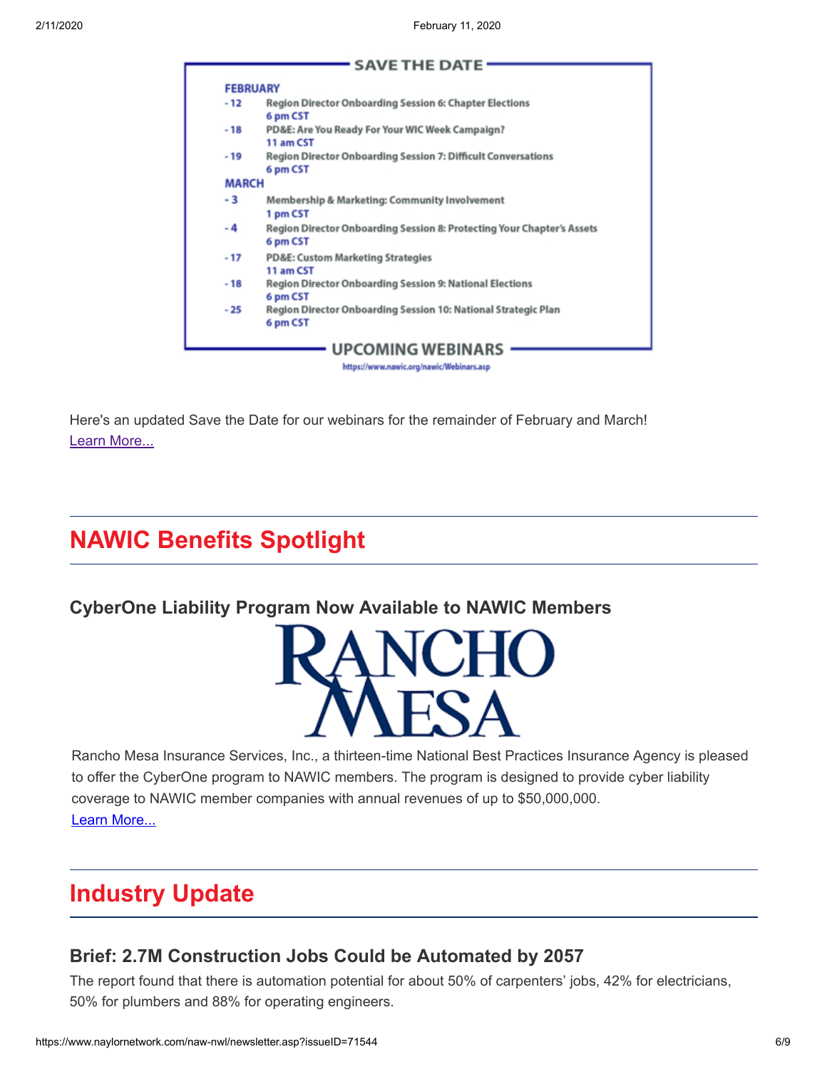## SAVE THE DATE

**FEBRUARY**

- 12 — Region Director Onboarding Session 6: Chapter Elections, 6 pm CST
- 18 — PD&E: Are You Ready For Your WIC Week Campaign?, 11 am CST
- 19 — Region Director Onboarding Session 7: Difficult Conversations, 6 pm CST

**MARCH**

- 3 — Membership & Marketing: Community Involvement, 1 pm CST
- 4 — Region Director Onboarding Session 8: Protecting Your Chapter's Assets, 6 pm CST
- 17 — PD&E: Custom Marketing Strategies, 11 am CST
- 18 — Region Director Onboarding Session 9: National Elections, 6 pm CST
- 25 — Region Director Onboarding Session 10: National Strategic Plan, 6 pm CST

**UPCOMING WEBINARS**

https://www.nawic.org/nawic/Webinars.asp

Here's an updated Save the Date for our webinars for the remainder of February and March!
Learn More...

# NAWIC Benefits Spotlight

### CyberOne Liability Program Now Available to NAWIC Members

RANCHO MESA

Rancho Mesa Insurance Services, Inc., a thirteen-time National Best Practices Insurance Agency is pleased to offer the CyberOne program to NAWIC members. The program is designed to provide cyber liability coverage to NAWIC member companies with annual revenues of up to $50,000,000.
Learn More...

# Industry Update

### Brief: 2.7M Construction Jobs Could be Automated by 2057

The report found that there is automation potential for about 50% of carpenters' jobs, 42% for electricians, 50% for plumbers and 88% for operating engineers.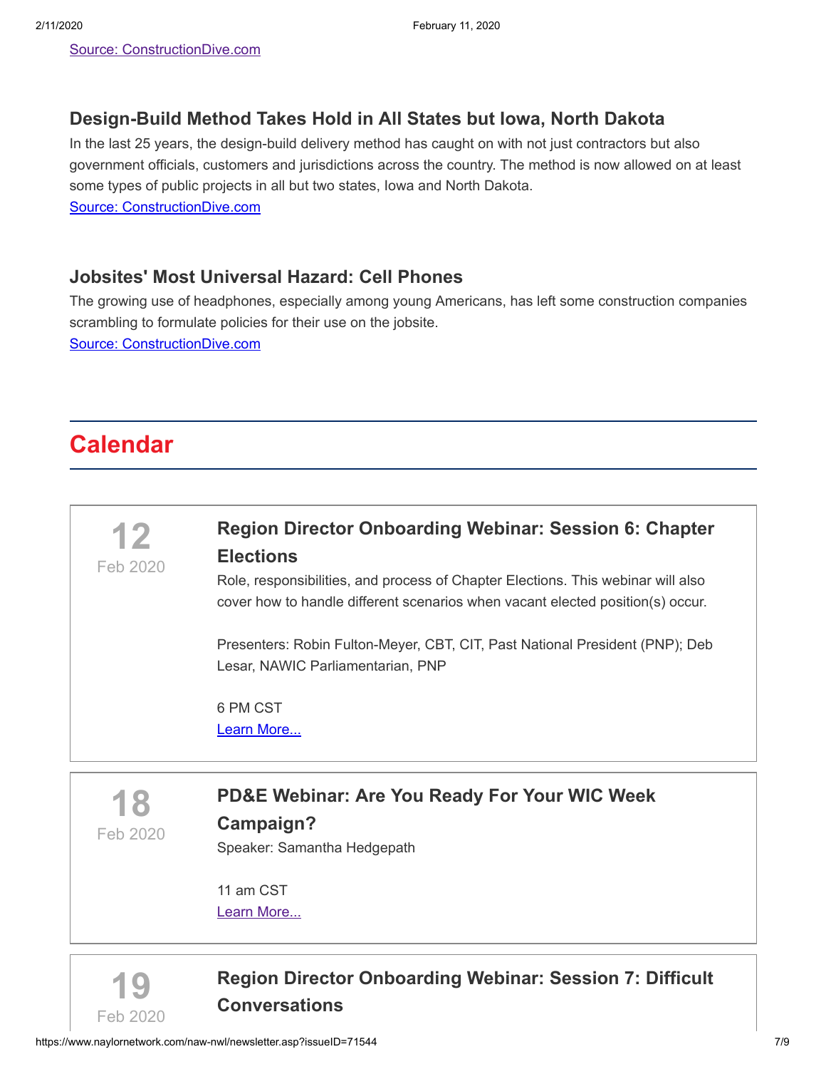[Source: ConstructionDive.com]

### Design-Build Method Takes Hold in All States but Iowa, North Dakota

In the last 25 years, the design-build delivery method has caught on with not just contractors but also government officials, customers and jurisdictions across the country. The method is now allowed on at least some types of public projects in all but two states, Iowa and North Dakota.

[Source: ConstructionDive.com]

### Jobsites' Most Universal Hazard: Cell Phones

The growing use of headphones, especially among young Americans, has left some construction companies scrambling to formulate policies for their use on the jobsite.

[Source: ConstructionDive.com]

## Calendar

**12**
Feb 2020

### Region Director Onboarding Webinar: Session 6: Chapter Elections

Role, responsibilities, and process of Chapter Elections. This webinar will also cover how to handle different scenarios when vacant elected position(s) occur.

Presenters: Robin Fulton-Meyer, CBT, CIT, Past National President (PNP); Deb Lesar, NAWIC Parliamentarian, PNP

6 PM CST

[Learn More...]

**18**
Feb 2020

### PD&E Webinar: Are You Ready For Your WIC Week Campaign?

Speaker: Samantha Hedgepath

11 am CST

[Learn More...]

**19**
Feb 2020

### Region Director Onboarding Webinar: Session 7: Difficult Conversations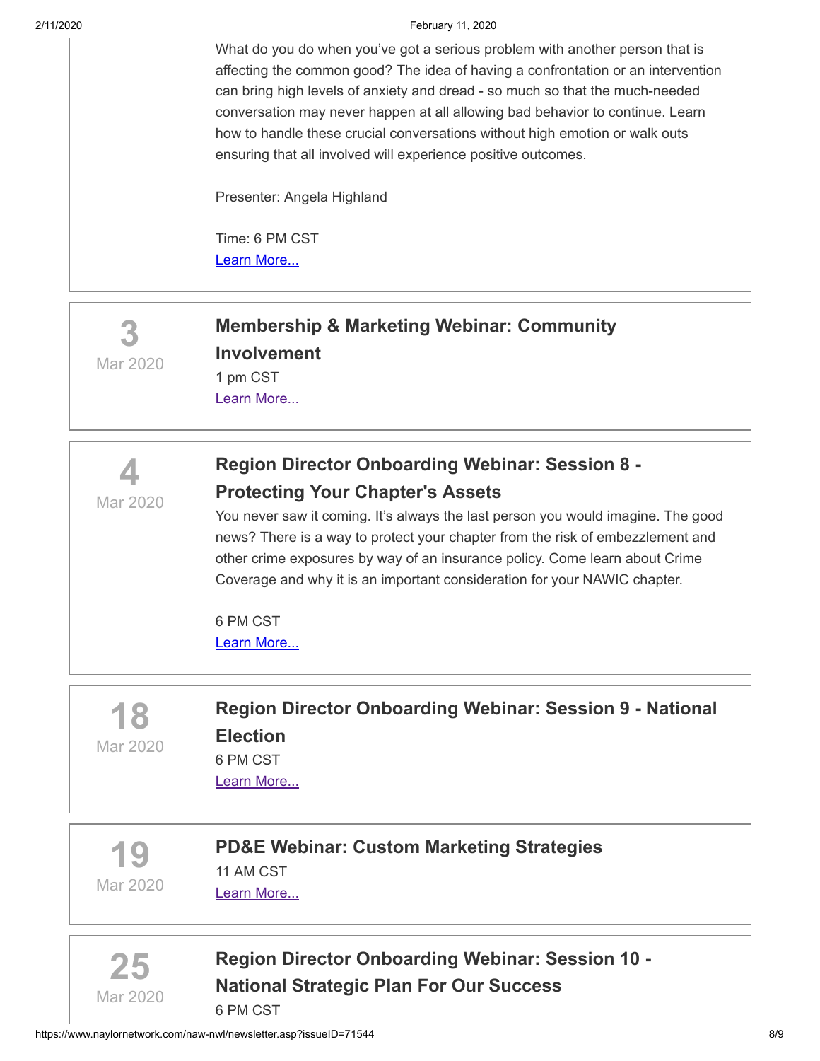What do you do when you've got a serious problem with another person that is affecting the common good? The idea of having a confrontation or an intervention can bring high levels of anxiety and dread - so much so that the much-needed conversation may never happen at all allowing bad behavior to continue. Learn how to handle these crucial conversations without high emotion or walk outs ensuring that all involved will experience positive outcomes.

Presenter: Angela Highland

Time: 6 PM CST
Learn More...

---

**3**
Mar 2020

### Membership & Marketing Webinar: Community Involvement

1 pm CST
Learn More...

---

**4**
Mar 2020

### Region Director Onboarding Webinar: Session 8 - Protecting Your Chapter's Assets

You never saw it coming. It's always the last person you would imagine. The good news? There is a way to protect your chapter from the risk of embezzlement and other crime exposures by way of an insurance policy. Come learn about Crime Coverage and why it is an important consideration for your NAWIC chapter.

6 PM CST
Learn More...

---

**18**
Mar 2020

### Region Director Onboarding Webinar: Session 9 - National Election

6 PM CST
Learn More...

---

**19**
Mar 2020

### PD&E Webinar: Custom Marketing Strategies

11 AM CST
Learn More...

---

**25**
Mar 2020

### Region Director Onboarding Webinar: Session 10 - National Strategic Plan For Our Success

6 PM CST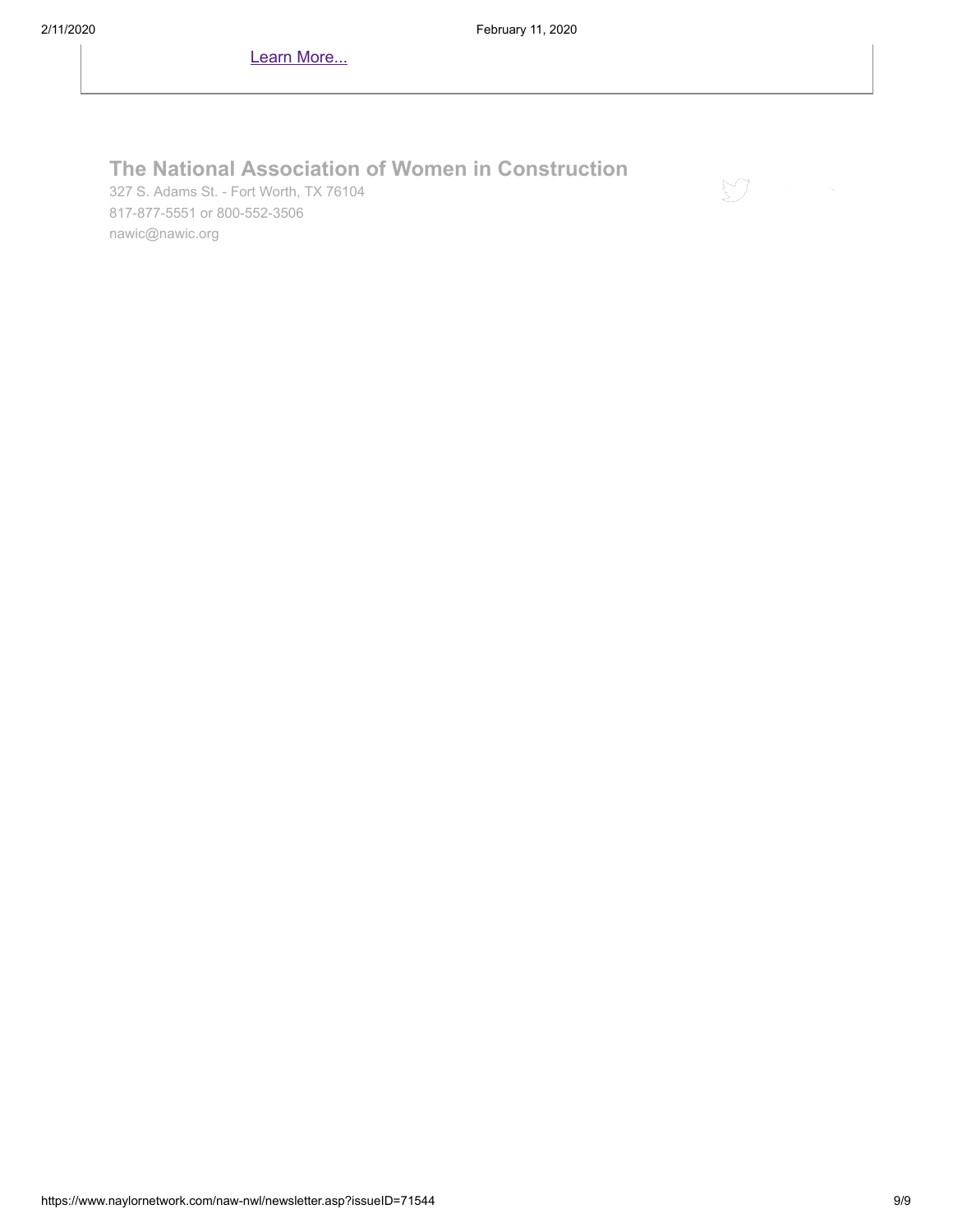Learn More...

## The National Association of Women in Construction

327 S. Adams St. - Fort Worth, TX 76104
817-877-5551 or 800-552-3506
nawic@nawic.org